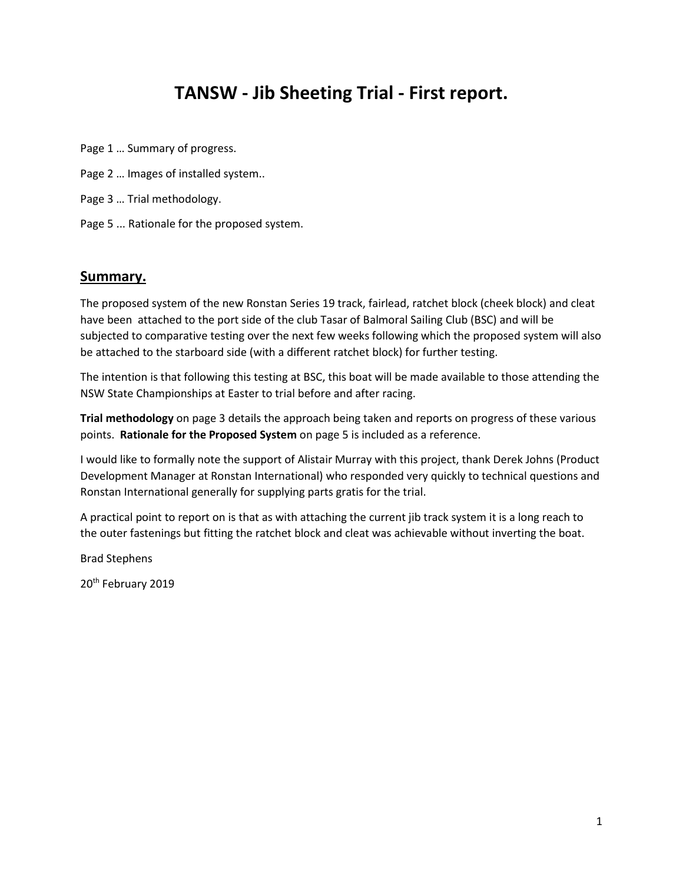# TANSW - Jib Sheeting Trial - First report.

Page 1 … Summary of progress.

Page 2 … Images of installed system..

Page 3 … Trial methodology.

Page 5 ... Rationale for the proposed system.

## Summary.

The proposed system of the new Ronstan Series 19 track, fairlead, ratchet block (cheek block) and cleat have been attached to the port side of the club Tasar of Balmoral Sailing Club (BSC) and will be subjected to comparative testing over the next few weeks following which the proposed system will also be attached to the starboard side (with a different ratchet block) for further testing.

The intention is that following this testing at BSC, this boat will be made available to those attending the NSW State Championships at Easter to trial before and after racing.

**Trial methodology** on page 3 details the approach being taken and reports on progress of these various points. **Rationale for the Proposed System** on page 5 is included as a reference.

I would like to formally note the support of Alistair Murray with this project, thank Derek Johns (Product Development Manager at Ronstan International) who responded very quickly to technical questions and Ronstan International generally for supplying parts gratis for the trial.

A practical point to report on is that as with attaching the current jib track system it is a long reach to the outer fastenings but fitting the ratchet block and cleat was achievable without inverting the boat.

Brad Stephens

20th February 2019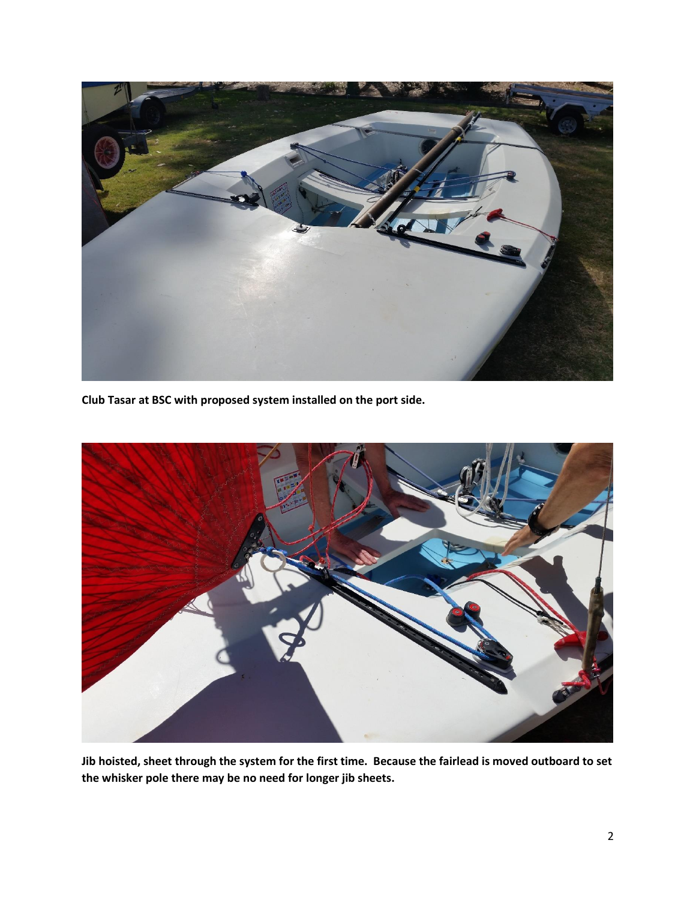**Club Tasar at BSC with proposed system installed on the port side.**

**Jib hoisted, sheet through the system for the first time. Because the fairlead is moved outboard to set the whisker pole there may be no need for longer jib sheets.**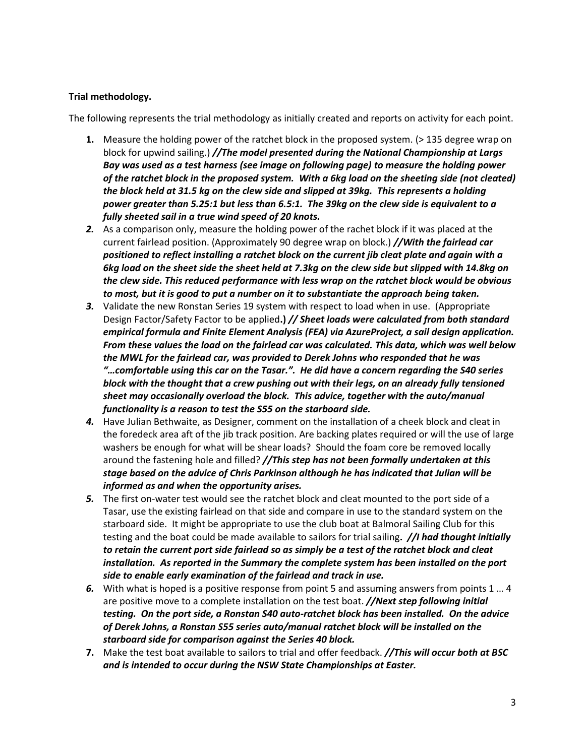**Trial methodology.**

The following represents the trial methodology as initially created and reports on activity for each point.

1. Measure the holding power of the ratchet block in the proposed system. (> 135 degree wrap on block for upwind sailing.) ***//The model presented during the National Championship at Largs Bay was used as a test harness (see image on following page) to measure the holding power of the ratchet block in the proposed system. With a 6kg load on the sheeting side (not cleated) the block held at 31.5 kg on the clew side and slipped at 39kg. This represents a holding power greater than 5.25:1 but less than 6.5:1. The 39kg on the clew side is equivalent to a fully sheeted sail in a true wind speed of 20 knots.***
2. As a comparison only, measure the holding power of the rachet block if it was placed at the current fairlead position. (Approximately 90 degree wrap on block.) ***//With the fairlead car positioned to reflect installing a ratchet block on the current jib cleat plate and again with a 6kg load on the sheet side the sheet held at 7.3kg on the clew side but slipped with 14.8kg on the clew side. This reduced performance with less wrap on the ratchet block would be obvious to most, but it is good to put a number on it to substantiate the approach being taken.***
3. Validate the new Ronstan Series 19 system with respect to load when in use. (Appropriate Design Factor/Safety Factor to be applied**.)** ***// Sheet loads were calculated from both standard empirical formula and Finite Element Analysis (FEA) via AzureProject, a sail design application. From these values the load on the fairlead car was calculated. This data, which was well below the MWL for the fairlead car, was provided to Derek Johns who responded that he was "…comfortable using this car on the Tasar.". He did have a concern regarding the S40 series block with the thought that a crew pushing out with their legs, on an already fully tensioned sheet may occasionally overload the block. This advice, together with the auto/manual functionality is a reason to test the S55 on the starboard side.***
4. Have Julian Bethwaite, as Designer, comment on the installation of a cheek block and cleat in the foredeck area aft of the jib track position. Are backing plates required or will the use of large washers be enough for what will be shear loads? Should the foam core be removed locally around the fastening hole and filled? ***//This step has not been formally undertaken at this stage based on the advice of Chris Parkinson although he has indicated that Julian will be informed as and when the opportunity arises.***
5. The first on-water test would see the ratchet block and cleat mounted to the port side of a Tasar, use the existing fairlead on that side and compare in use to the standard system on the starboard side. It might be appropriate to use the club boat at Balmoral Sailing Club for this testing and the boat could be made available to sailors for trial sailing**.** ***//I had thought initially to retain the current port side fairlead so as simply be a test of the ratchet block and cleat installation. As reported in the Summary the complete system has been installed on the port side to enable early examination of the fairlead and track in use.***
6. With what is hoped is a positive response from point 5 and assuming answers from points 1 … 4 are positive move to a complete installation on the test boat. ***//Next step following initial testing. On the port side, a Ronstan S40 auto-ratchet block has been installed. On the advice of Derek Johns, a Ronstan S55 series auto/manual ratchet block will be installed on the starboard side for comparison against the Series 40 block.***
7. Make the test boat available to sailors to trial and offer feedback. ***//This will occur both at BSC and is intended to occur during the NSW State Championships at Easter.***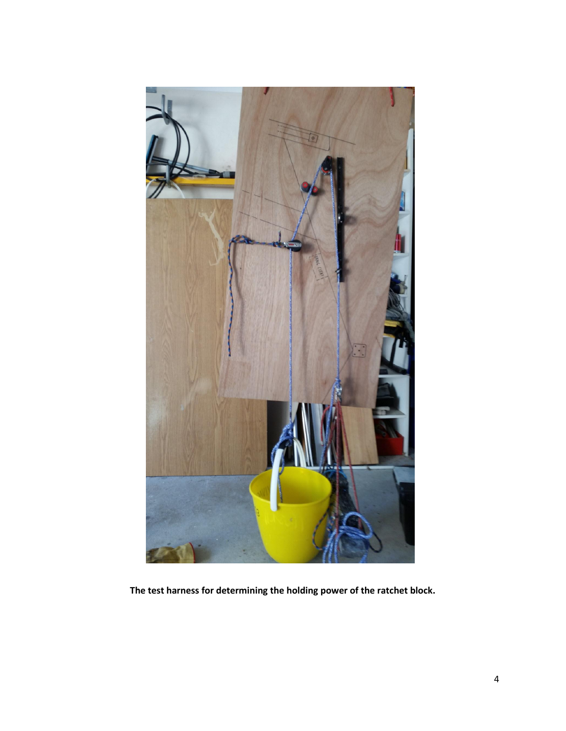**The test harness for determining the holding power of the ratchet block.**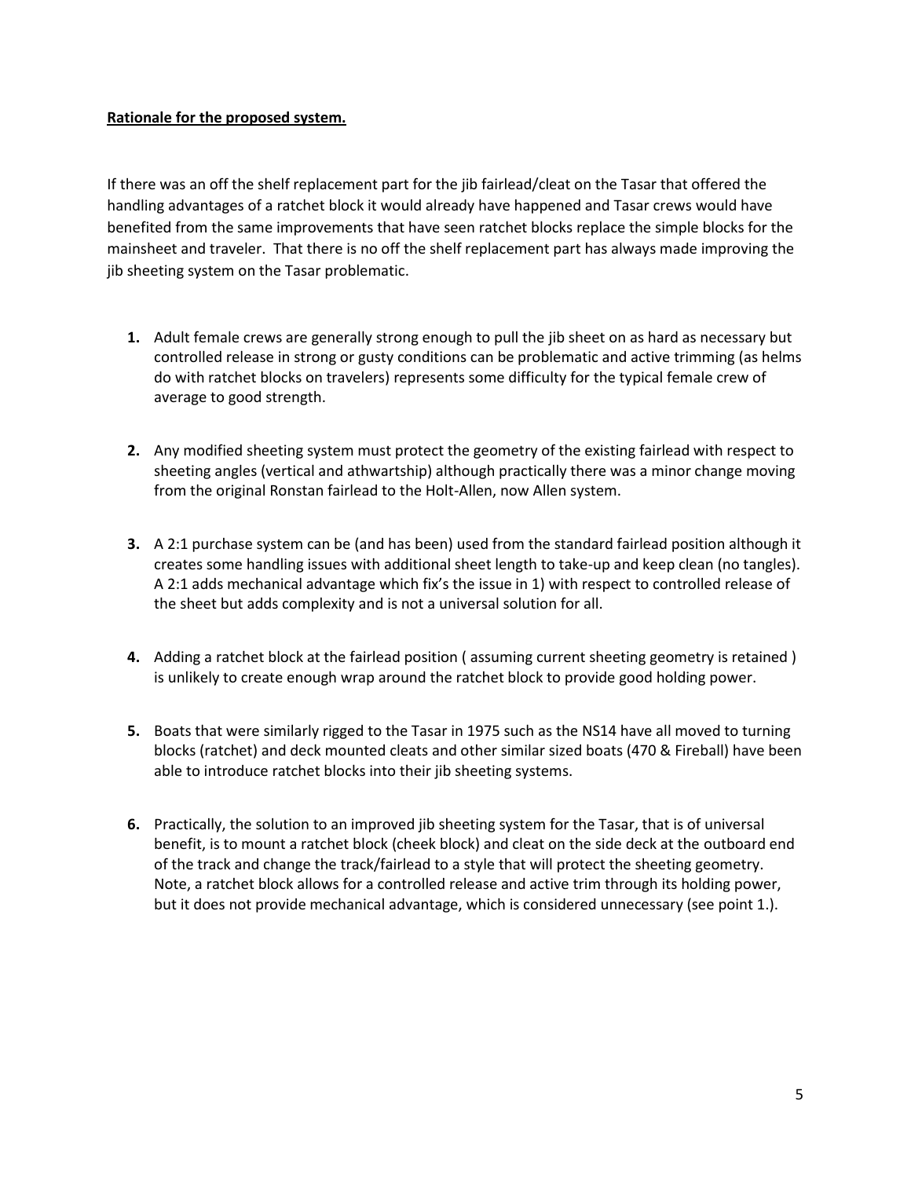**Rationale for the proposed system.**

If there was an off the shelf replacement part for the jib fairlead/cleat on the Tasar that offered the handling advantages of a ratchet block it would already have happened and Tasar crews would have benefited from the same improvements that have seen ratchet blocks replace the simple blocks for the mainsheet and traveler. That there is no off the shelf replacement part has always made improving the jib sheeting system on the Tasar problematic.

1. Adult female crews are generally strong enough to pull the jib sheet on as hard as necessary but controlled release in strong or gusty conditions can be problematic and active trimming (as helms do with ratchet blocks on travelers) represents some difficulty for the typical female crew of average to good strength.

2. Any modified sheeting system must protect the geometry of the existing fairlead with respect to sheeting angles (vertical and athwartship) although practically there was a minor change moving from the original Ronstan fairlead to the Holt-Allen, now Allen system.

3. A 2:1 purchase system can be (and has been) used from the standard fairlead position although it creates some handling issues with additional sheet length to take-up and keep clean (no tangles). A 2:1 adds mechanical advantage which fix's the issue in 1) with respect to controlled release of the sheet but adds complexity and is not a universal solution for all.

4. Adding a ratchet block at the fairlead position ( assuming current sheeting geometry is retained ) is unlikely to create enough wrap around the ratchet block to provide good holding power.

5. Boats that were similarly rigged to the Tasar in 1975 such as the NS14 have all moved to turning blocks (ratchet) and deck mounted cleats and other similar sized boats (470 & Fireball) have been able to introduce ratchet blocks into their jib sheeting systems.

6. Practically, the solution to an improved jib sheeting system for the Tasar, that is of universal benefit, is to mount a ratchet block (cheek block) and cleat on the side deck at the outboard end of the track and change the track/fairlead to a style that will protect the sheeting geometry. Note, a ratchet block allows for a controlled release and active trim through its holding power, but it does not provide mechanical advantage, which is considered unnecessary (see point 1.).